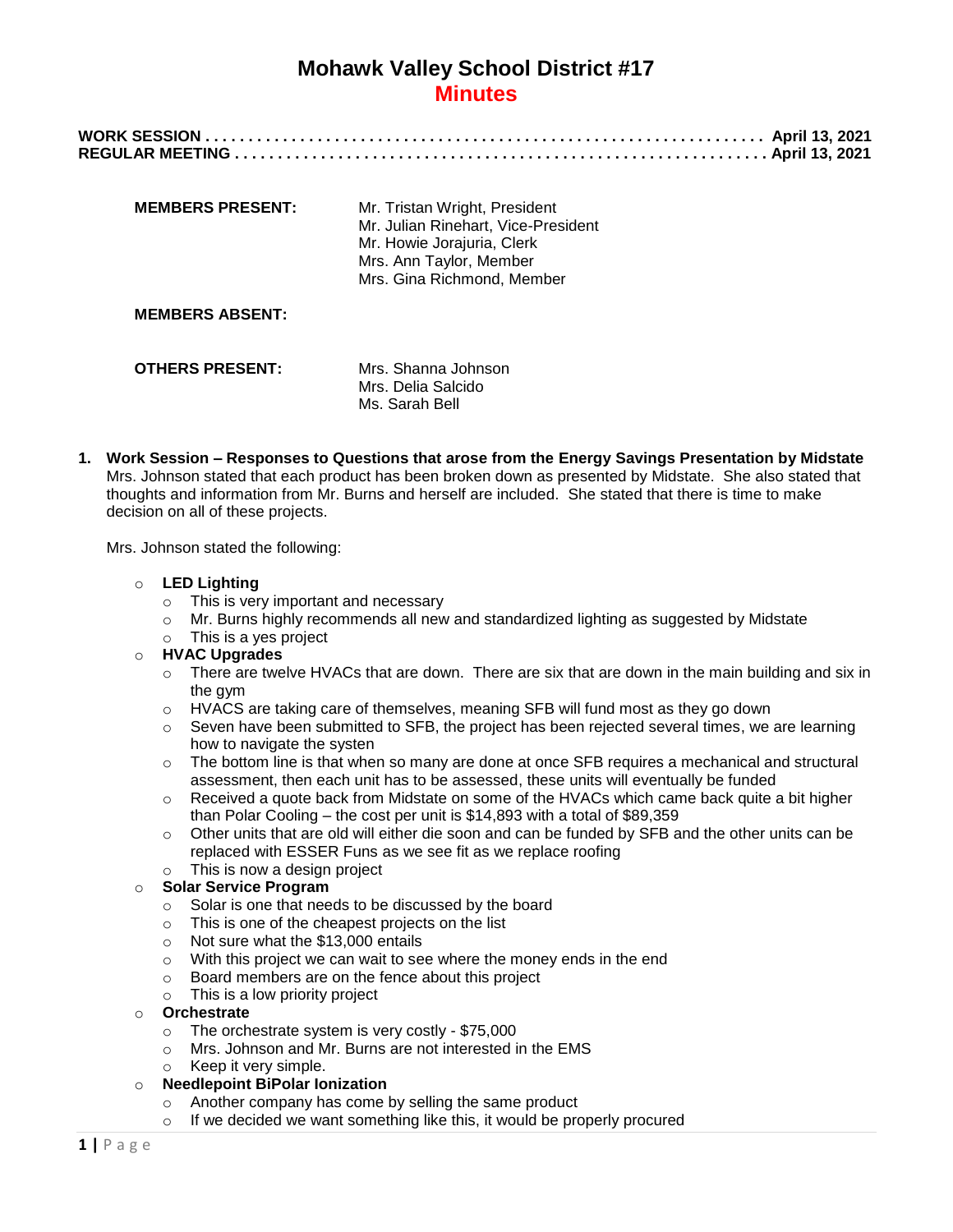# Mohawk Valley School District #17

## Minutes

**WORK SESSION . . . . . . . . . . . . . . . . . . . . . . . . . . . . . . . . . . . . . . . . . . . . . . . . . . . . . . . . . . . . . . . . April 13, 2021**
**REGULAR MEETING . . . . . . . . . . . . . . . . . . . . . . . . . . . . . . . . . . . . . . . . . . . . . . . . . . . . . . . . . . . . . April 13, 2021**

| | |
|---|---|
| **MEMBERS PRESENT:** | Mr. Tristan Wright, President<br>Mr. Julian Rinehart, Vice-President<br>Mr. Howie Jorajuria, Clerk<br>Mrs. Ann Taylor, Member<br>Mrs. Gina Richmond, Member |
| **MEMBERS ABSENT:** | |
| **OTHERS PRESENT:** | Mrs. Shanna Johnson<br>Mrs. Delia Salcido<br>Ms. Sarah Bell |

1. **Work Session – Responses to Questions that arose from the Energy Savings Presentation by Midstate**
   Mrs. Johnson stated that each product has been broken down as presented by Midstate. She also stated that thoughts and information from Mr. Burns and herself are included. She stated that there is time to make decision on all of these projects.

   Mrs. Johnson stated the following:

   - **LED Lighting**
     - This is very important and necessary
     - Mr. Burns highly recommends all new and standardized lighting as suggested by Midstate
     - This is a yes project
   - **HVAC Upgrades**
     - There are twelve HVACs that are down. There are six that are down in the main building and six in the gym
     - HVACS are taking care of themselves, meaning SFB will fund most as they go down
     - Seven have been submitted to SFB, the project has been rejected several times, we are learning how to navigate the systen
     - The bottom line is that when so many are done at once SFB requires a mechanical and structural assessment, then each unit has to be assessed, these units will eventually be funded
     - Received a quote back from Midstate on some of the HVACs which came back quite a bit higher than Polar Cooling – the cost per unit is $14,893 with a total of $89,359
     - Other units that are old will either die soon and can be funded by SFB and the other units can be replaced with ESSER Funs as we see fit as we replace roofing
     - This is now a design project
   - **Solar Service Program**
     - Solar is one that needs to be discussed by the board
     - This is one of the cheapest projects on the list
     - Not sure what the $13,000 entails
     - With this project we can wait to see where the money ends in the end
     - Board members are on the fence about this project
     - This is a low priority project
   - **Orchestrate**
     - The orchestrate system is very costly - $75,000
     - Mrs. Johnson and Mr. Burns are not interested in the EMS
     - Keep it very simple.
   - **Needlepoint BiPolar Ionization**
     - Another company has come by selling the same product
     - If we decided we want something like this, it would be properly procured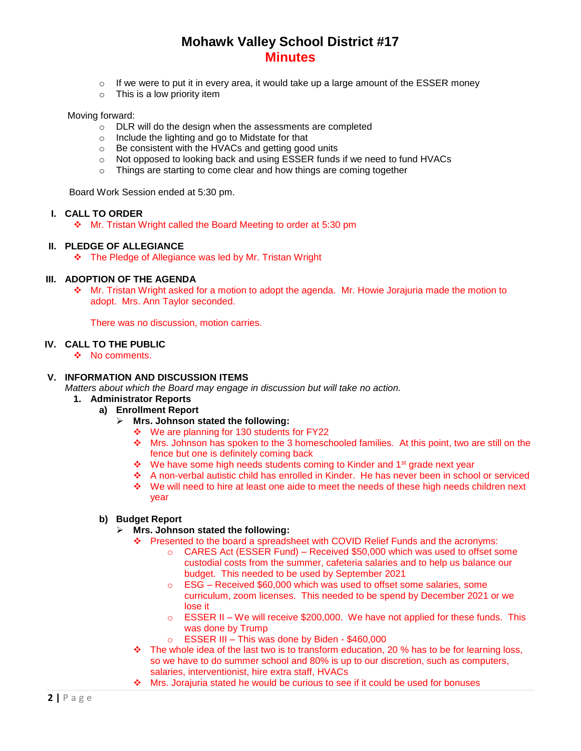- If we were to put it in every area, it would take up a large amount of the ESSER money
- This is a low priority item

Moving forward:

- DLR will do the design when the assessments are completed
- Include the lighting and go to Midstate for that
- Be consistent with the HVACs and getting good units
- Not opposed to looking back and using ESSER funds if we need to fund HVACs
- Things are starting to come clear and how things are coming together

Board Work Session ended at 5:30 pm.

## I. CALL TO ORDER

- Mr. Tristan Wright called the Board Meeting to order at 5:30 pm

## II. PLEDGE OF ALLEGIANCE

- The Pledge of Allegiance was led by Mr. Tristan Wright

## III. ADOPTION OF THE AGENDA

- Mr. Tristan Wright asked for a motion to adopt the agenda. Mr. Howie Jorajuria made the motion to adopt. Mrs. Ann Taylor seconded.

  There was no discussion, motion carries.

## IV. CALL TO THE PUBLIC

- No comments.

## V. INFORMATION AND DISCUSSION ITEMS

*Matters about which the Board may engage in discussion but will take no action.*

1. **Administrator Reports**

   a) **Enrollment Report**

   - **Mrs. Johnson stated the following:**
     - We are planning for 130 students for FY22
     - Mrs. Johnson has spoken to the 3 homeschooled families. At this point, two are still on the fence but one is definitely coming back
     - We have some high needs students coming to Kinder and 1st grade next year
     - A non-verbal autistic child has enrolled in Kinder. He has never been in school or serviced
     - We will need to hire at least one aide to meet the needs of these high needs children next year

   b) **Budget Report**

   - **Mrs. Johnson stated the following:**
     - Presented to the board a spreadsheet with COVID Relief Funds and the acronyms:
       - CARES Act (ESSER Fund) – Received $50,000 which was used to offset some custodial costs from the summer, cafeteria salaries and to help us balance our budget. This needed to be used by September 2021
       - ESG – Received $60,000 which was used to offset some salaries, some curriculum, zoom licenses. This needed to be spend by December 2021 or we lose it
       - ESSER II – We will receive $200,000. We have not applied for these funds. This was done by Trump
       - ESSER III – This was done by Biden - $460,000
     - The whole idea of the last two is to transform education, 20 % has to be for learning loss, so we have to do summer school and 80% is up to our discretion, such as computers, salaries, interventionist, hire extra staff, HVACs
     - Mrs. Jorajuria stated he would be curious to see if it could be used for bonuses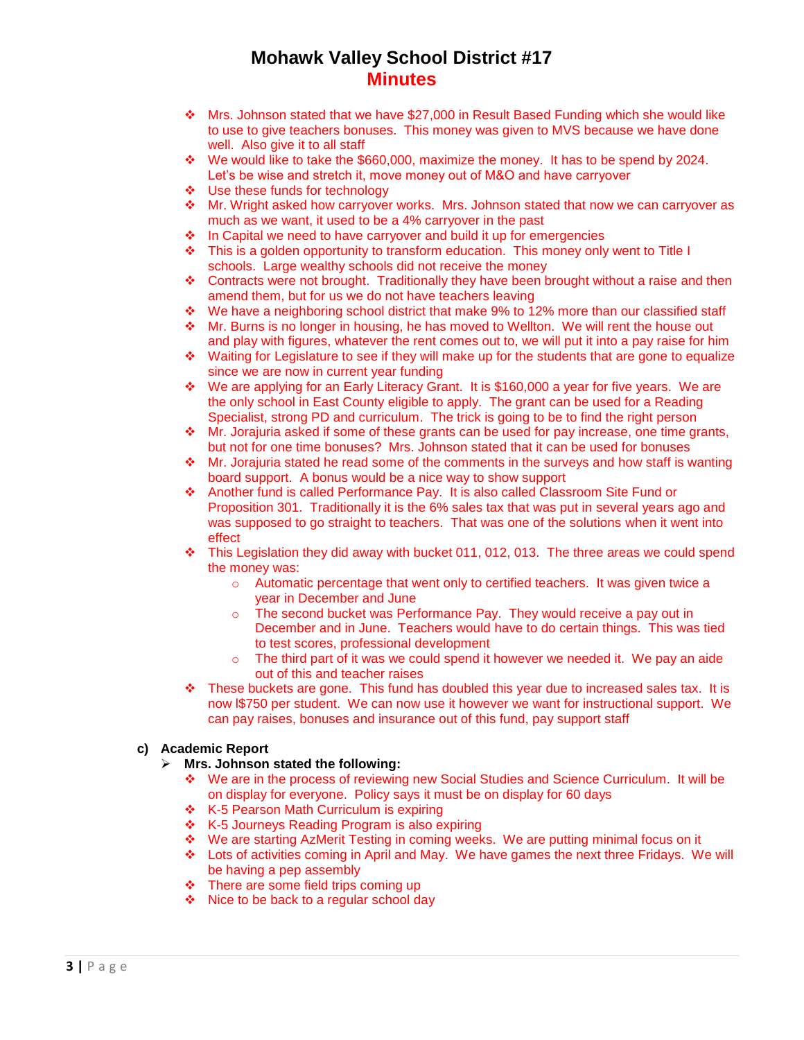# Mohawk Valley School District #17

## Minutes

- Mrs. Johnson stated that we have $27,000 in Result Based Funding which she would like to use to give teachers bonuses. This money was given to MVS because we have done well. Also give it to all staff
- We would like to take the $660,000, maximize the money. It has to be spend by 2024. Let's be wise and stretch it, move money out of M&O and have carryover
- Use these funds for technology
- Mr. Wright asked how carryover works. Mrs. Johnson stated that now we can carryover as much as we want, it used to be a 4% carryover in the past
- In Capital we need to have carryover and build it up for emergencies
- This is a golden opportunity to transform education. This money only went to Title I schools. Large wealthy schools did not receive the money
- Contracts were not brought. Traditionally they have been brought without a raise and then amend them, but for us we do not have teachers leaving
- We have a neighboring school district that make 9% to 12% more than our classified staff
- Mr. Burns is no longer in housing, he has moved to Wellton. We will rent the house out and play with figures, whatever the rent comes out to, we will put it into a pay raise for him
- Waiting for Legislature to see if they will make up for the students that are gone to equalize since we are now in current year funding
- We are applying for an Early Literacy Grant. It is $160,000 a year for five years. We are the only school in East County eligible to apply. The grant can be used for a Reading Specialist, strong PD and curriculum. The trick is going to be to find the right person
- Mr. Jorajuria asked if some of these grants can be used for pay increase, one time grants, but not for one time bonuses? Mrs. Johnson stated that it can be used for bonuses
- Mr. Jorajuria stated he read some of the comments in the surveys and how staff is wanting board support. A bonus would be a nice way to show support
- Another fund is called Performance Pay. It is also called Classroom Site Fund or Proposition 301. Traditionally it is the 6% sales tax that was put in several years ago and was supposed to go straight to teachers. That was one of the solutions when it went into effect
- This Legislation they did away with bucket 011, 012, 013. The three areas we could spend the money was:
    - Automatic percentage that went only to certified teachers. It was given twice a year in December and June
    - The second bucket was Performance Pay. They would receive a pay out in December and in June. Teachers would have to do certain things. This was tied to test scores, professional development
    - The third part of it was we could spend it however we needed it. We pay an aide out of this and teacher raises
- These buckets are gone. This fund has doubled this year due to increased sales tax. It is now l$750 per student. We can now use it however we want for instructional support. We can pay raises, bonuses and insurance out of this fund, pay support staff

**c) Academic Report**

- **Mrs. Johnson stated the following:**
    - We are in the process of reviewing new Social Studies and Science Curriculum. It will be on display for everyone. Policy says it must be on display for 60 days
    - K-5 Pearson Math Curriculum is expiring
    - K-5 Journeys Reading Program is also expiring
    - We are starting AzMerit Testing in coming weeks. We are putting minimal focus on it
    - Lots of activities coming in April and May. We have games the next three Fridays. We will be having a pep assembly
    - There are some field trips coming up
    - Nice to be back to a regular school day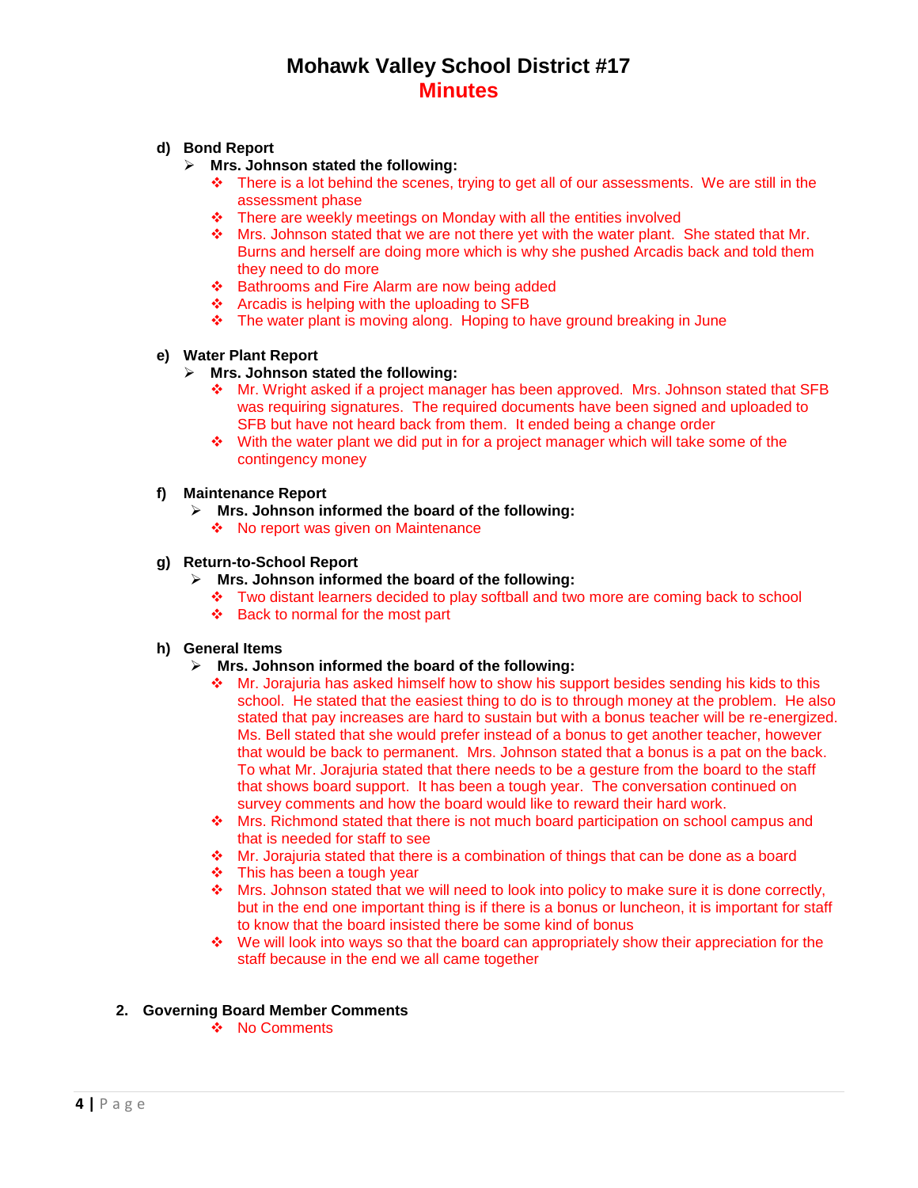# Mohawk Valley School District #17

## Minutes

**d) Bond Report**

- **Mrs. Johnson stated the following:**
  - There is a lot behind the scenes, trying to get all of our assessments. We are still in the assessment phase
  - There are weekly meetings on Monday with all the entities involved
  - Mrs. Johnson stated that we are not there yet with the water plant. She stated that Mr. Burns and herself are doing more which is why she pushed Arcadis back and told them they need to do more
  - Bathrooms and Fire Alarm are now being added
  - Arcadis is helping with the uploading to SFB
  - The water plant is moving along. Hoping to have ground breaking in June

**e) Water Plant Report**

- **Mrs. Johnson stated the following:**
  - Mr. Wright asked if a project manager has been approved. Mrs. Johnson stated that SFB was requiring signatures. The required documents have been signed and uploaded to SFB but have not heard back from them. It ended being a change order
  - With the water plant we did put in for a project manager which will take some of the contingency money

**f) Maintenance Report**

- **Mrs. Johnson informed the board of the following:**
  - No report was given on Maintenance

**g) Return-to-School Report**

- **Mrs. Johnson informed the board of the following:**
  - Two distant learners decided to play softball and two more are coming back to school
  - Back to normal for the most part

**h) General Items**

- **Mrs. Johnson informed the board of the following:**
  - Mr. Jorajuria has asked himself how to show his support besides sending his kids to this school. He stated that the easiest thing to do is to through money at the problem. He also stated that pay increases are hard to sustain but with a bonus teacher will be re-energized. Ms. Bell stated that she would prefer instead of a bonus to get another teacher, however that would be back to permanent. Mrs. Johnson stated that a bonus is a pat on the back. To what Mr. Jorajuria stated that there needs to be a gesture from the board to the staff that shows board support. It has been a tough year. The conversation continued on survey comments and how the board would like to reward their hard work.
  - Mrs. Richmond stated that there is not much board participation on school campus and that is needed for staff to see
  - Mr. Jorajuria stated that there is a combination of things that can be done as a board
  - This has been a tough year
  - Mrs. Johnson stated that we will need to look into policy to make sure it is done correctly, but in the end one important thing is if there is a bonus or luncheon, it is important for staff to know that the board insisted there be some kind of bonus
  - We will look into ways so that the board can appropriately show their appreciation for the staff because in the end we all came together

**2. Governing Board Member Comments**

- No Comments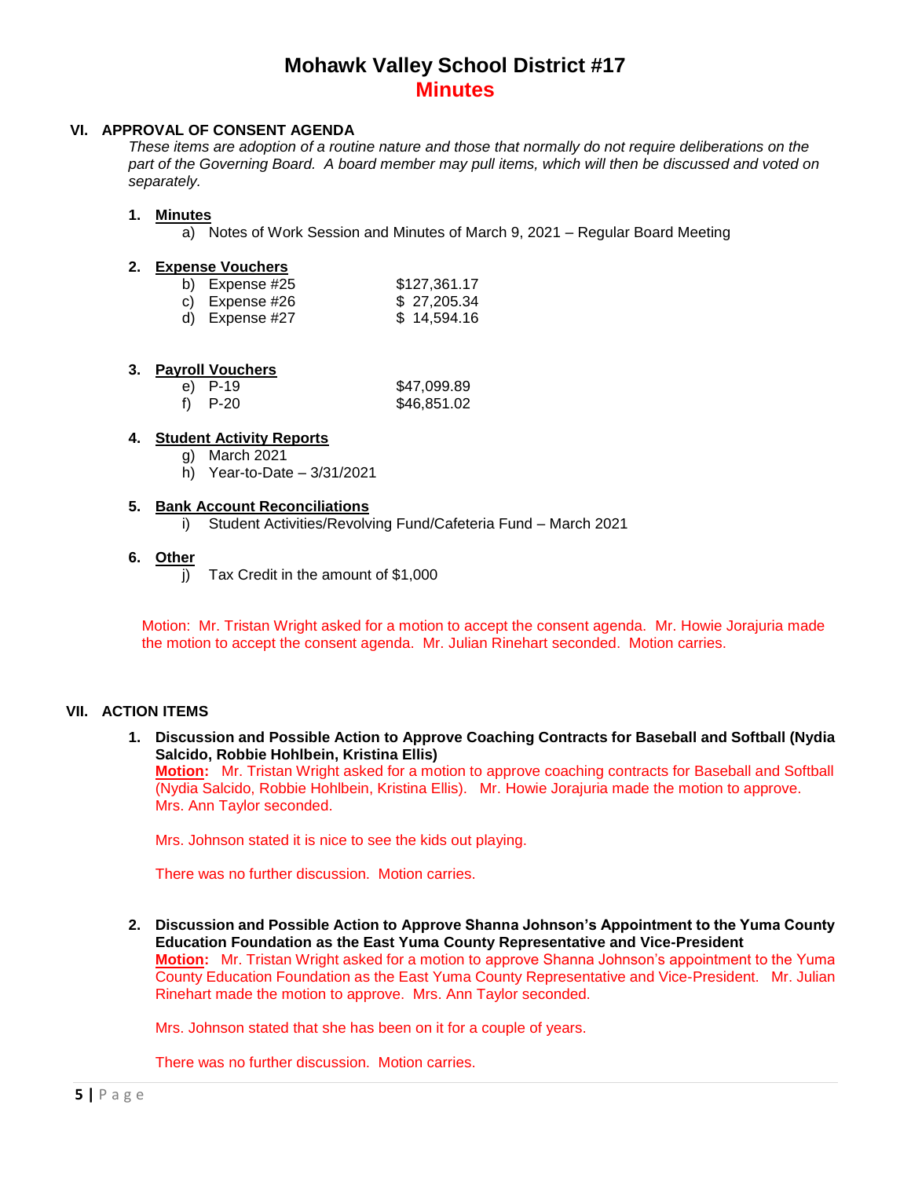# Mohawk Valley School District #17

## Minutes

## VI. APPROVAL OF CONSENT AGENDA

*These items are adoption of a routine nature and those that normally do not require deliberations on the part of the Governing Board. A board member may pull items, which will then be discussed and voted on separately.*

1. **Minutes**
   a) Notes of Work Session and Minutes of March 9, 2021 – Regular Board Meeting

2. **Expense Vouchers**

| | |
|---|---|
| b) Expense #25 | $127,361.17 |
| c) Expense #26 | $ 27,205.34 |
| d) Expense #27 | $ 14,594.16 |

3. **Payroll Vouchers**

| | |
|---|---|
| e) P-19 | $47,099.89 |
| f) P-20 | $46,851.02 |

4. **Student Activity Reports**
   g) March 2021
   h) Year-to-Date – 3/31/2021

5. **Bank Account Reconciliations**
   i) Student Activities/Revolving Fund/Cafeteria Fund – March 2021

6. **Other**
   j) Tax Credit in the amount of $1,000

Motion: Mr. Tristan Wright asked for a motion to accept the consent agenda. Mr. Howie Jorajuria made the motion to accept the consent agenda. Mr. Julian Rinehart seconded. Motion carries.

## VII. ACTION ITEMS

1. **Discussion and Possible Action to Approve Coaching Contracts for Baseball and Softball (Nydia Salcido, Robbie Hohlbein, Kristina Ellis)**
   **Motion:** Mr. Tristan Wright asked for a motion to approve coaching contracts for Baseball and Softball (Nydia Salcido, Robbie Hohlbein, Kristina Ellis). Mr. Howie Jorajuria made the motion to approve. Mrs. Ann Taylor seconded.

   Mrs. Johnson stated it is nice to see the kids out playing.

   There was no further discussion. Motion carries.

2. **Discussion and Possible Action to Approve Shanna Johnson's Appointment to the Yuma County Education Foundation as the East Yuma County Representative and Vice-President**
   **Motion:** Mr. Tristan Wright asked for a motion to approve Shanna Johnson's appointment to the Yuma County Education Foundation as the East Yuma County Representative and Vice-President. Mr. Julian Rinehart made the motion to approve. Mrs. Ann Taylor seconded.

   Mrs. Johnson stated that she has been on it for a couple of years.

   There was no further discussion. Motion carries.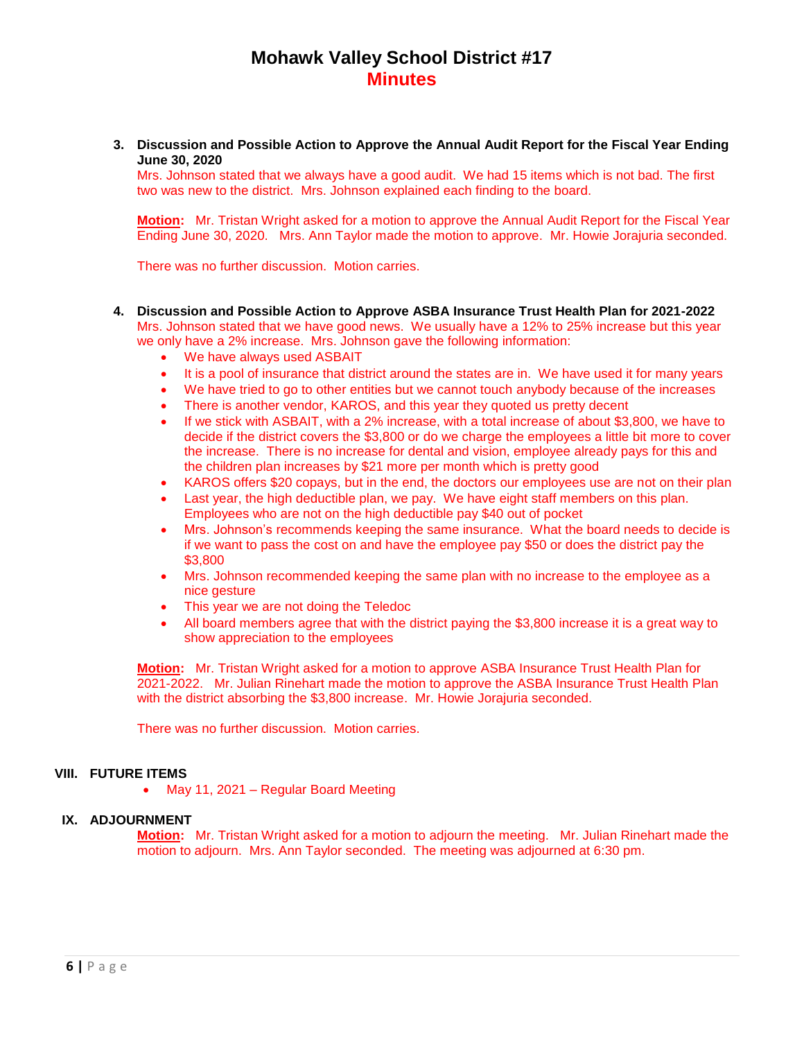# Mohawk Valley School District #17
## Minutes

**3. Discussion and Possible Action to Approve the Annual Audit Report for the Fiscal Year Ending June 30, 2020**

Mrs. Johnson stated that we always have a good audit. We had 15 items which is not bad. The first two was new to the district. Mrs. Johnson explained each finding to the board.

**Motion:** Mr. Tristan Wright asked for a motion to approve the Annual Audit Report for the Fiscal Year Ending June 30, 2020. Mrs. Ann Taylor made the motion to approve. Mr. Howie Jorajuria seconded.

There was no further discussion. Motion carries.

**4. Discussion and Possible Action to Approve ASBA Insurance Trust Health Plan for 2021-2022**

Mrs. Johnson stated that we have good news. We usually have a 12% to 25% increase but this year we only have a 2% increase. Mrs. Johnson gave the following information:

- We have always used ASBAIT
- It is a pool of insurance that district around the states are in. We have used it for many years
- We have tried to go to other entities but we cannot touch anybody because of the increases
- There is another vendor, KAROS, and this year they quoted us pretty decent
- If we stick with ASBAIT, with a 2% increase, with a total increase of about $3,800, we have to decide if the district covers the $3,800 or do we charge the employees a little bit more to cover the increase. There is no increase for dental and vision, employee already pays for this and the children plan increases by $21 more per month which is pretty good
- KAROS offers $20 copays, but in the end, the doctors our employees use are not on their plan
- Last year, the high deductible plan, we pay. We have eight staff members on this plan. Employees who are not on the high deductible pay $40 out of pocket
- Mrs. Johnson's recommends keeping the same insurance. What the board needs to decide is if we want to pass the cost on and have the employee pay $50 or does the district pay the $3,800
- Mrs. Johnson recommended keeping the same plan with no increase to the employee as a nice gesture
- This year we are not doing the Teledoc
- All board members agree that with the district paying the $3,800 increase it is a great way to show appreciation to the employees

**Motion:** Mr. Tristan Wright asked for a motion to approve ASBA Insurance Trust Health Plan for 2021-2022. Mr. Julian Rinehart made the motion to approve the ASBA Insurance Trust Health Plan with the district absorbing the $3,800 increase. Mr. Howie Jorajuria seconded.

There was no further discussion. Motion carries.

## VIII. FUTURE ITEMS

- May 11, 2021 – Regular Board Meeting

## IX. ADJOURNMENT

**Motion:** Mr. Tristan Wright asked for a motion to adjourn the meeting. Mr. Julian Rinehart made the motion to adjourn. Mrs. Ann Taylor seconded. The meeting was adjourned at 6:30 pm.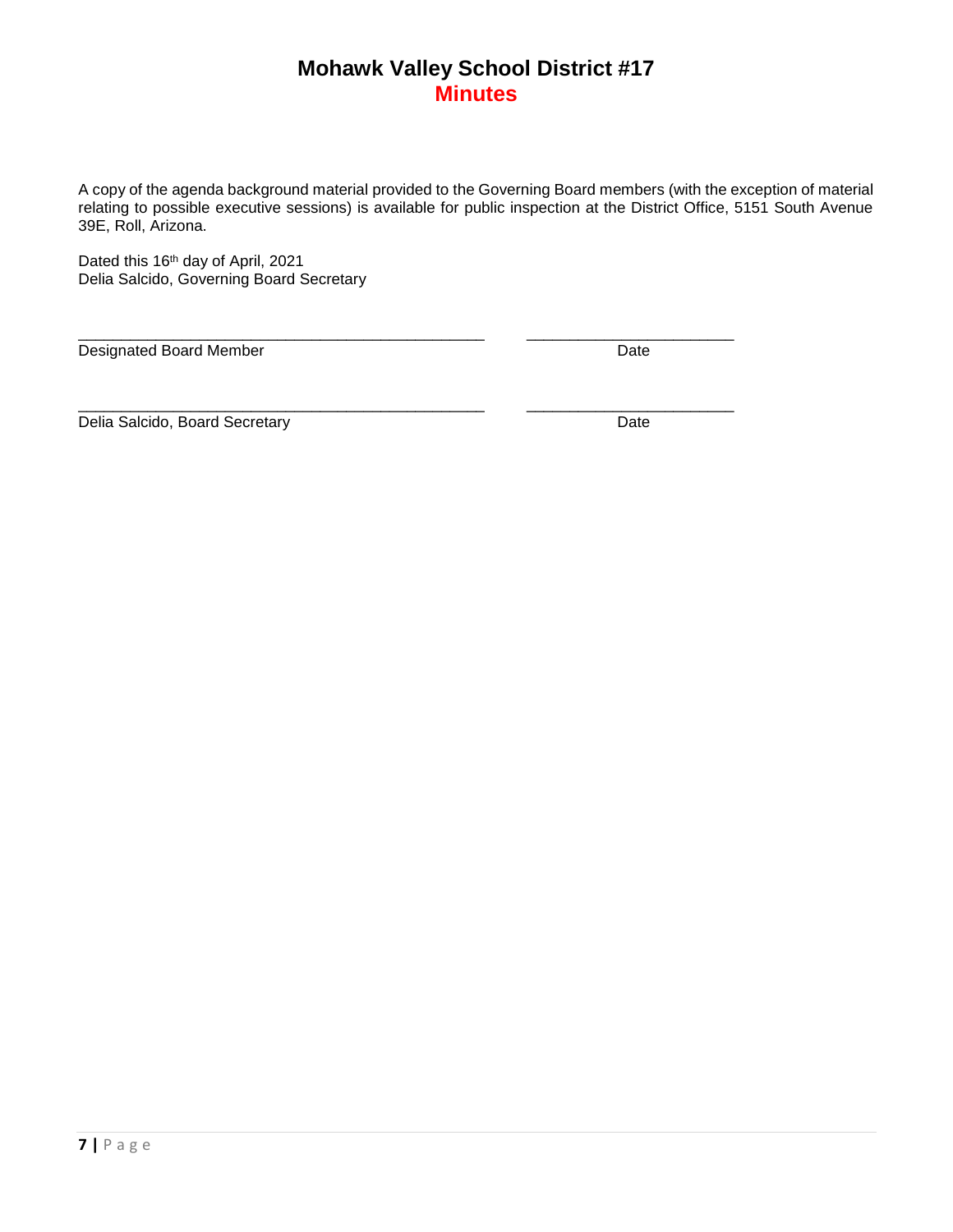# Mohawk Valley School District #17

## Minutes

A copy of the agenda background material provided to the Governing Board members (with the exception of material relating to possible executive sessions) is available for public inspection at the District Office, 5151 South Avenue 39E, Roll, Arizona.

Dated this 16th day of April, 2021
Delia Salcido, Governing Board Secretary

_______________________________________________ _______________________
Designated Board Member Date

_______________________________________________ _______________________
Delia Salcido, Board Secretary Date